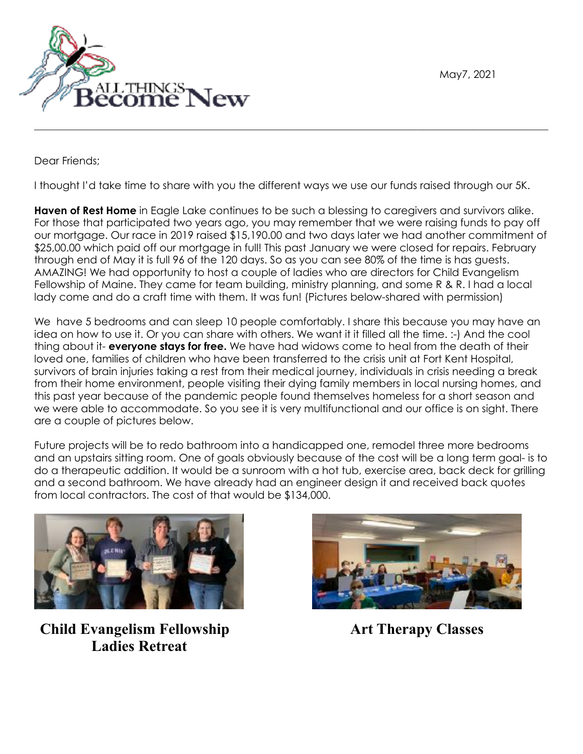May7, 2021

Dear Friends;

I thought I'd take time to share with you the different ways we use our funds raised through our 5K.

**Haven of Rest Home** in Eagle Lake continues to be such a blessing to caregivers and survivors alike. For those that participated two years ago, you may remember that we were raising funds to pay off our mortgage. Our race in 2019 raised $15,190.00 and two days later we had another commitment of $25,00.00 which paid off our mortgage in full! This past January we were closed for repairs. February through end of May it is full 96 of the 120 days. So as you can see 80% of the time is has guests. AMAZING! We had opportunity to host a couple of ladies who are directors for Child Evangelism Fellowship of Maine. They came for team building, ministry planning, and some R & R. I had a local lady come and do a craft time with them. It was fun! (Pictures below-shared with permission)

We have 5 bedrooms and can sleep 10 people comfortably. I share this because you may have an idea on how to use it. Or you can share with others. We want it it filled all the time. :-) And the cool thing about it- **everyone stays for free.** We have had widows come to heal from the death of their loved one, families of children who have been transferred to the crisis unit at Fort Kent Hospital, survivors of brain injuries taking a rest from their medical journey, individuals in crisis needing a break from their home environment, people visiting their dying family members in local nursing homes, and this past year because of the pandemic people found themselves homeless for a short season and we were able to accommodate. So you see it is very multifunctional and our office is on sight. There are a couple of pictures below.

Future projects will be to redo bathroom into a handicapped one, remodel three more bedrooms and an upstairs sitting room. One of goals obviously because of the cost will be a long term goal- is to do a therapeutic addition. It would be a sunroom with a hot tub, exercise area, back deck for grilling and a second bathroom. We have already had an engineer design it and received back quotes from local contractors. The cost of that would be $134,000.

**Child Evangelism Fellowship Ladies Retreat**

**Art Therapy Classes**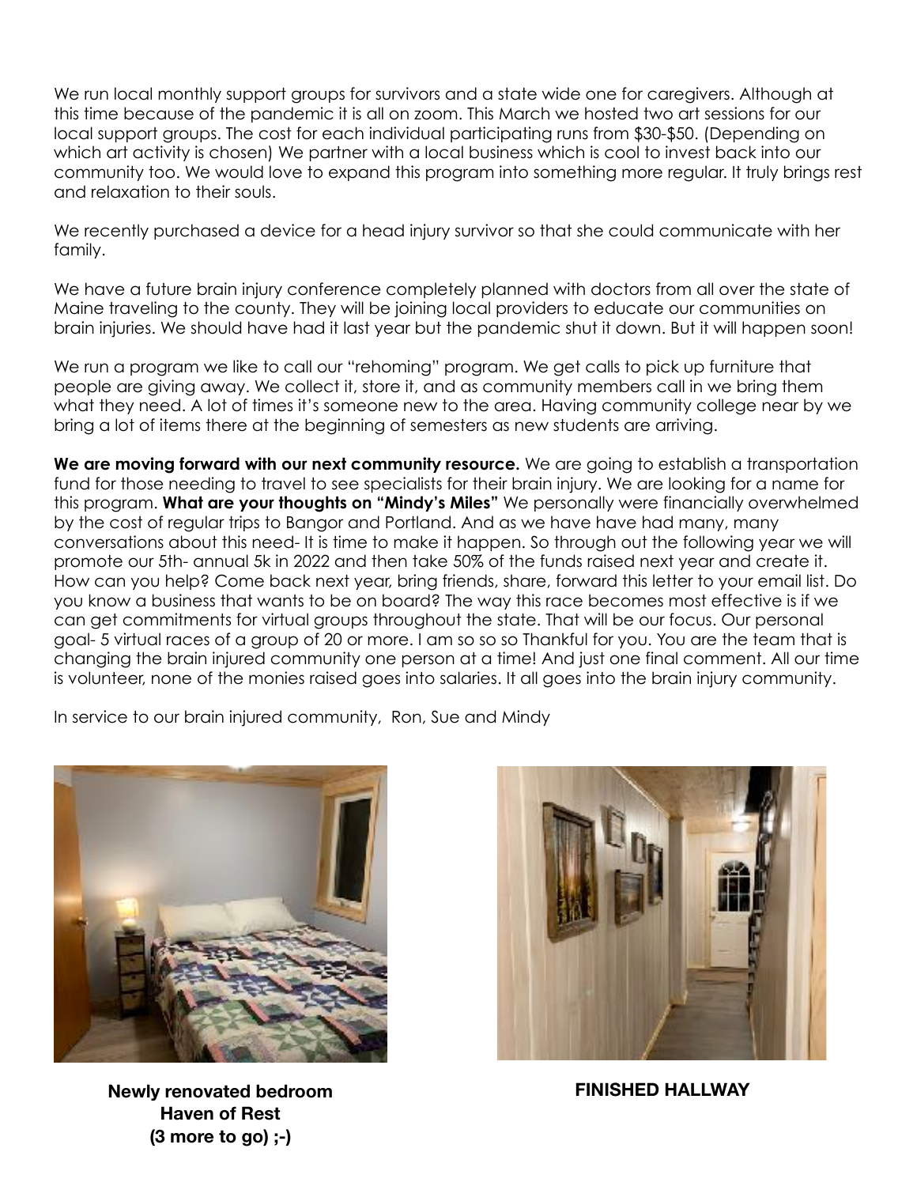We run local monthly support groups for survivors and a state wide one for caregivers. Although at this time because of the pandemic it is all on zoom. This March we hosted two art sessions for our local support groups. The cost for each individual participating runs from $30-$50. (Depending on which art activity is chosen) We partner with a local business which is cool to invest back into our community too. We would love to expand this program into something more regular. It truly brings rest and relaxation to their souls.

We recently purchased a device for a head injury survivor so that she could communicate with her family.

We have a future brain injury conference completely planned with doctors from all over the state of Maine traveling to the county. They will be joining local providers to educate our communities on brain injuries. We should have had it last year but the pandemic shut it down. But it will happen soon!

We run a program we like to call our "rehoming" program. We get calls to pick up furniture that people are giving away. We collect it, store it, and as community members call in we bring them what they need. A lot of times it's someone new to the area. Having community college near by we bring a lot of items there at the beginning of semesters as new students are arriving.

**We are moving forward with our next community resource.** We are going to establish a transportation fund for those needing to travel to see specialists for their brain injury. We are looking for a name for this program. **What are your thoughts on "Mindy's Miles"** We personally were financially overwhelmed by the cost of regular trips to Bangor and Portland. And as we have have had many, many conversations about this need- It is time to make it happen. So through out the following year we will promote our 5th- annual 5k in 2022 and then take 50% of the funds raised next year and create it. How can you help? Come back next year, bring friends, share, forward this letter to your email list. Do you know a business that wants to be on board? The way this race becomes most effective is if we can get commitments for virtual groups throughout the state. That will be our focus. Our personal goal- 5 virtual races of a group of 20 or more. I am so so so Thankful for you. You are the team that is changing the brain injured community one person at a time! And just one final comment. All our time is volunteer, none of the monies raised goes into salaries. It all goes into the brain injury community.

In service to our brain injured community, Ron, Sue and Mindy

**Newly renovated bedroom**
**Haven of Rest**
**(3 more to go) ;-)**

**FINISHED HALLWAY**